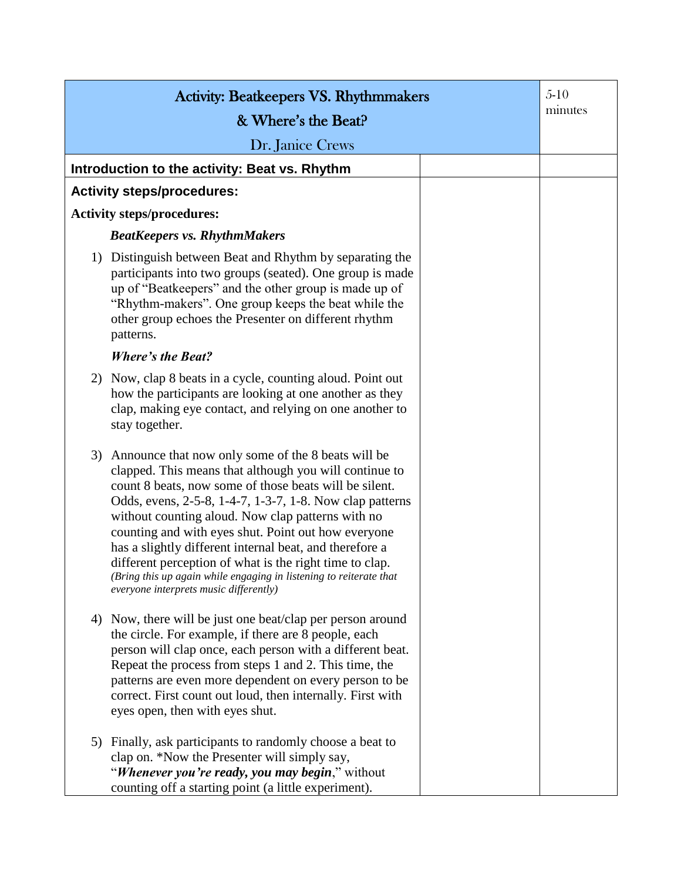| Activity: Beatkeepers VS. Rhythmmakers<br>& Where's the Beat?<br>Dr. Janice Crews | | 5-10 minutes |
|---|---|---|
| **Introduction to the activity: Beat vs. Rhythm** | | |
| **Activity steps/procedures:**<br><br>**Activity steps/procedures:**<br><br>***BeatKeepers vs. RhythmMakers***<br><br>1) Distinguish between Beat and Rhythm by separating the participants into two groups (seated). One group is made up of "Beatkeepers" and the other group is made up of "Rhythm-makers". One group keeps the beat while the other group echoes the Presenter on different rhythm patterns.<br><br>***Where's the Beat?***<br><br>2) Now, clap 8 beats in a cycle, counting aloud. Point out how the participants are looking at one another as they clap, making eye contact, and relying on one another to stay together.<br><br>3) Announce that now only some of the 8 beats will be clapped. This means that although you will continue to count 8 beats, now some of those beats will be silent. Odds, evens, 2-5-8, 1-4-7, 1-3-7, 1-8. Now clap patterns without counting aloud. Now clap patterns with no counting and with eyes shut. Point out how everyone has a slightly different internal beat, and therefore a different perception of what is the right time to clap. *(Bring this up again while engaging in listening to reiterate that everyone interprets music differently)*<br><br>4) Now, there will be just one beat/clap per person around the circle. For example, if there are 8 people, each person will clap once, each person with a different beat. Repeat the process from steps 1 and 2. This time, the patterns are even more dependent on every person to be correct. First count out loud, then internally. First with eyes open, then with eyes shut.<br><br>5) Finally, ask participants to randomly choose a beat to clap on. *Now the Presenter will simply say, "***Whenever you're ready, you may begin***," without counting off a starting point (a little experiment). | | |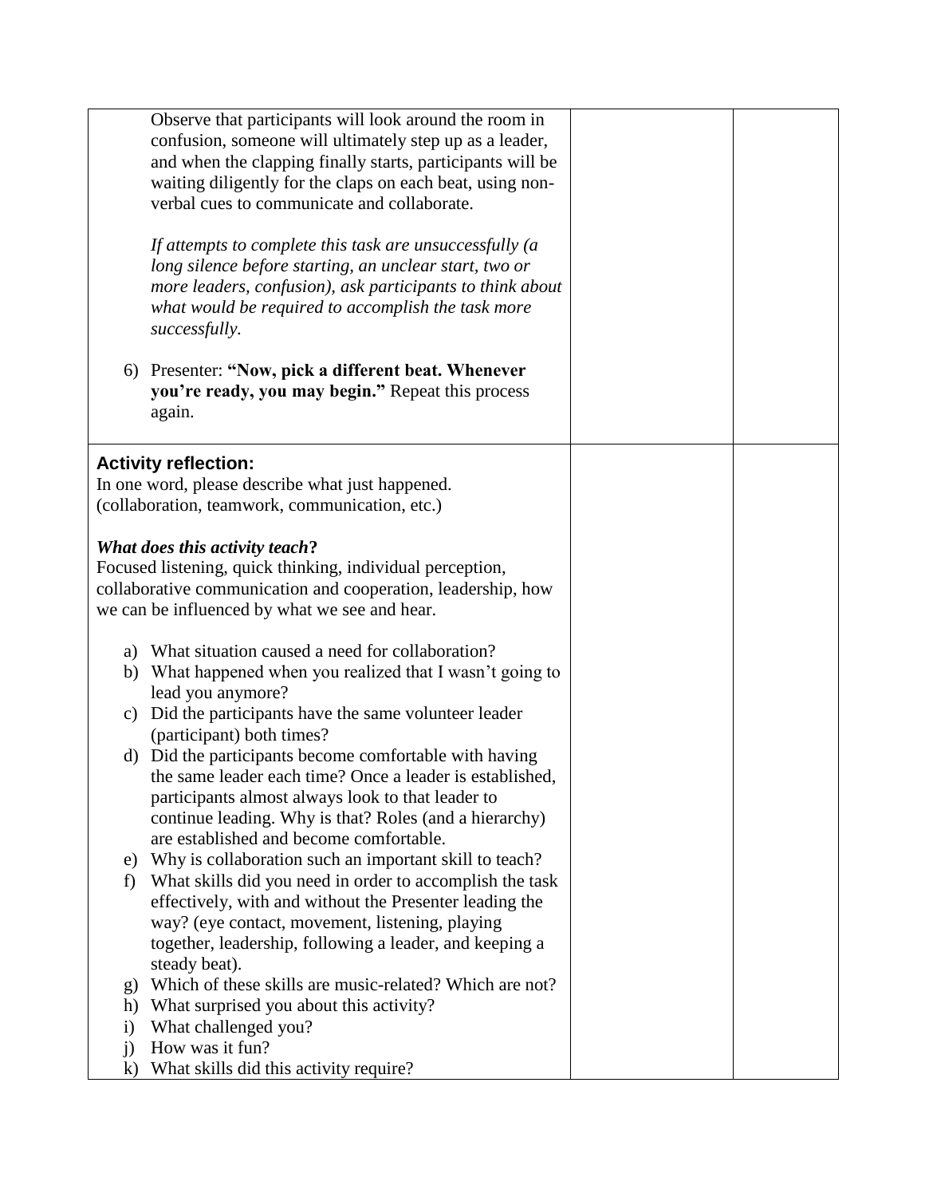| | | |
|---|---|---|
| Observe that participants will look around the room in confusion, someone will ultimately step up as a leader, and when the clapping finally starts, participants will be waiting diligently for the claps on each beat, using non-verbal cues to communicate and collaborate.<br><br>*If attempts to complete this task are unsuccessfully (a long silence before starting, an unclear start, two or more leaders, confusion), ask participants to think about what would be required to accomplish the task more successfully.*<br><br>6) Presenter: **"Now, pick a different beat. Whenever you're ready, you may begin."** Repeat this process again. | | |
| **Activity reflection:**<br>In one word, please describe what just happened. (collaboration, teamwork, communication, etc.)<br><br>***What does this activity teach?***<br>Focused listening, quick thinking, individual perception, collaborative communication and cooperation, leadership, how we can be influenced by what we see and hear.<br><br>a) What situation caused a need for collaboration?<br>b) What happened when you realized that I wasn't going to lead you anymore?<br>c) Did the participants have the same volunteer leader (participant) both times?<br>d) Did the participants become comfortable with having the same leader each time? Once a leader is established, participants almost always look to that leader to continue leading. Why is that? Roles (and a hierarchy) are established and become comfortable.<br>e) Why is collaboration such an important skill to teach?<br>f) What skills did you need in order to accomplish the task effectively, with and without the Presenter leading the way? (eye contact, movement, listening, playing together, leadership, following a leader, and keeping a steady beat).<br>g) Which of these skills are music-related? Which are not?<br>h) What surprised you about this activity?<br>i) What challenged you?<br>j) How was it fun?<br>k) What skills did this activity require? | | |